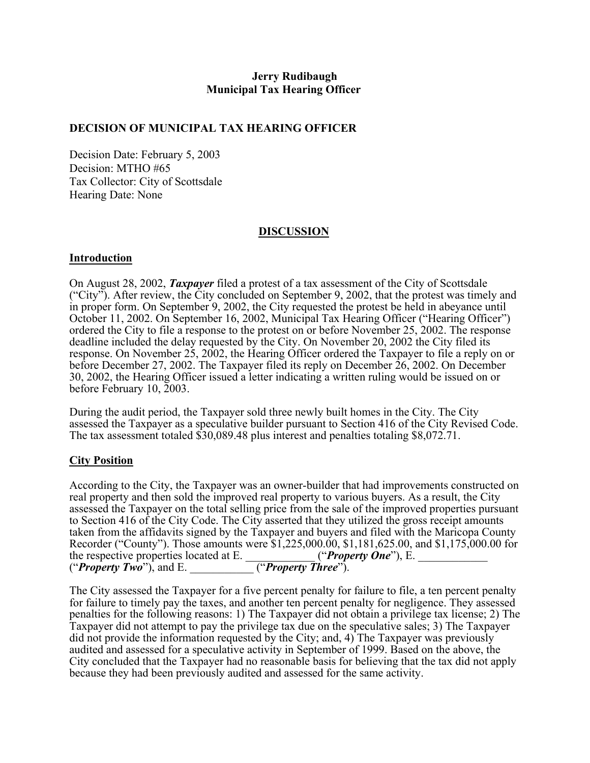**Jerry Rudibaugh**
**Municipal Tax Hearing Officer**

## DECISION OF MUNICIPAL TAX HEARING OFFICER

Decision Date: February 5, 2003
Decision: MTHO #65
Tax Collector: City of Scottsdale
Hearing Date: None

## DISCUSSION

### Introduction

On August 28, 2002, ***Taxpayer*** filed a protest of a tax assessment of the City of Scottsdale ("City"). After review, the City concluded on September 9, 2002, that the protest was timely and in proper form. On September 9, 2002, the City requested the protest be held in abeyance until October 11, 2002. On September 16, 2002, Municipal Tax Hearing Officer ("Hearing Officer") ordered the City to file a response to the protest on or before November 25, 2002. The response deadline included the delay requested by the City. On November 20, 2002 the City filed its response. On November 25, 2002, the Hearing Officer ordered the Taxpayer to file a reply on or before December 27, 2002. The Taxpayer filed its reply on December 26, 2002. On December 30, 2002, the Hearing Officer issued a letter indicating a written ruling would be issued on or before February 10, 2003.

During the audit period, the Taxpayer sold three newly built homes in the City. The City assessed the Taxpayer as a speculative builder pursuant to Section 416 of the City Revised Code. The tax assessment totaled $30,089.48 plus interest and penalties totaling $8,072.71.

### City Position

According to the City, the Taxpayer was an owner-builder that had improvements constructed on real property and then sold the improved real property to various buyers. As a result, the City assessed the Taxpayer on the total selling price from the sale of the improved properties pursuant to Section 416 of the City Code. The City asserted that they utilized the gross receipt amounts taken from the affidavits signed by the Taxpayer and buyers and filed with the Maricopa County Recorder ("County"). Those amounts were $1,225,000.00, $1,181,625.00, and $1,175,000.00 for the respective properties located at E. \_\_\_\_\_\_\_\_\_\_\_\_ ("***Property One***"), E. \_\_\_\_\_\_\_\_\_\_\_\_ ("***Property Two***"), and E. \_\_\_\_\_\_\_\_\_\_\_ ("***Property Three***").

The City assessed the Taxpayer for a five percent penalty for failure to file, a ten percent penalty for failure to timely pay the taxes, and another ten percent penalty for negligence. They assessed penalties for the following reasons: 1) The Taxpayer did not obtain a privilege tax license; 2) The Taxpayer did not attempt to pay the privilege tax due on the speculative sales; 3) The Taxpayer did not provide the information requested by the City; and, 4) The Taxpayer was previously audited and assessed for a speculative activity in September of 1999. Based on the above, the City concluded that the Taxpayer had no reasonable basis for believing that the tax did not apply because they had been previously audited and assessed for the same activity.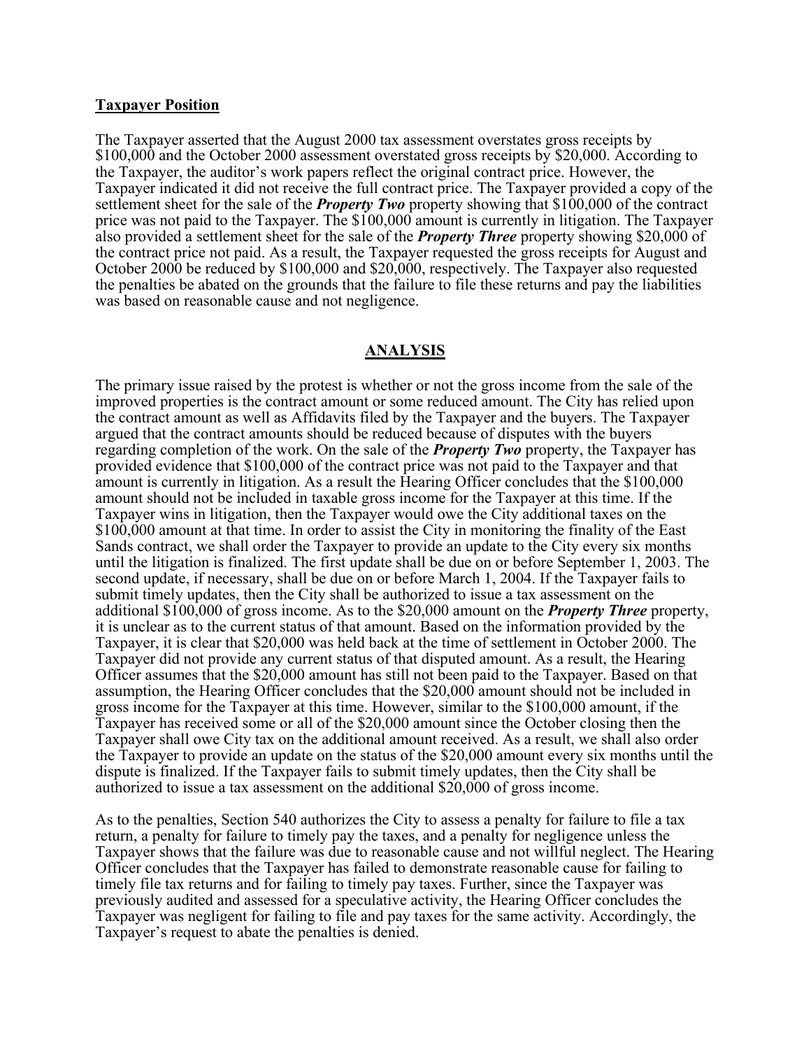**Taxpayer Position**

The Taxpayer asserted that the August 2000 tax assessment overstates gross receipts by $100,000 and the October 2000 assessment overstated gross receipts by $20,000. According to the Taxpayer, the auditor's work papers reflect the original contract price. However, the Taxpayer indicated it did not receive the full contract price. The Taxpayer provided a copy of the settlement sheet for the sale of the ***Property Two*** property showing that $100,000 of the contract price was not paid to the Taxpayer. The $100,000 amount is currently in litigation. The Taxpayer also provided a settlement sheet for the sale of the ***Property Three*** property showing $20,000 of the contract price not paid. As a result, the Taxpayer requested the gross receipts for August and October 2000 be reduced by $100,000 and $20,000, respectively. The Taxpayer also requested the penalties be abated on the grounds that the failure to file these returns and pay the liabilities was based on reasonable cause and not negligence.

## ANALYSIS

The primary issue raised by the protest is whether or not the gross income from the sale of the improved properties is the contract amount or some reduced amount. The City has relied upon the contract amount as well as Affidavits filed by the Taxpayer and the buyers. The Taxpayer argued that the contract amounts should be reduced because of disputes with the buyers regarding completion of the work. On the sale of the ***Property Two*** property, the Taxpayer has provided evidence that $100,000 of the contract price was not paid to the Taxpayer and that amount is currently in litigation. As a result the Hearing Officer concludes that the $100,000 amount should not be included in taxable gross income for the Taxpayer at this time. If the Taxpayer wins in litigation, then the Taxpayer would owe the City additional taxes on the $100,000 amount at that time. In order to assist the City in monitoring the finality of the East Sands contract, we shall order the Taxpayer to provide an update to the City every six months until the litigation is finalized. The first update shall be due on or before September 1, 2003. The second update, if necessary, shall be due on or before March 1, 2004. If the Taxpayer fails to submit timely updates, then the City shall be authorized to issue a tax assessment on the additional $100,000 of gross income. As to the $20,000 amount on the ***Property Three*** property, it is unclear as to the current status of that amount. Based on the information provided by the Taxpayer, it is clear that $20,000 was held back at the time of settlement in October 2000. The Taxpayer did not provide any current status of that disputed amount. As a result, the Hearing Officer assumes that the $20,000 amount has still not been paid to the Taxpayer. Based on that assumption, the Hearing Officer concludes that the $20,000 amount should not be included in gross income for the Taxpayer at this time. However, similar to the $100,000 amount, if the Taxpayer has received some or all of the $20,000 amount since the October closing then the Taxpayer shall owe City tax on the additional amount received. As a result, we shall also order the Taxpayer to provide an update on the status of the $20,000 amount every six months until the dispute is finalized. If the Taxpayer fails to submit timely updates, then the City shall be authorized to issue a tax assessment on the additional $20,000 of gross income.

As to the penalties, Section 540 authorizes the City to assess a penalty for failure to file a tax return, a penalty for failure to timely pay the taxes, and a penalty for negligence unless the Taxpayer shows that the failure was due to reasonable cause and not willful neglect. The Hearing Officer concludes that the Taxpayer has failed to demonstrate reasonable cause for failing to timely file tax returns and for failing to timely pay taxes. Further, since the Taxpayer was previously audited and assessed for a speculative activity, the Hearing Officer concludes the Taxpayer was negligent for failing to file and pay taxes for the same activity. Accordingly, the Taxpayer's request to abate the penalties is denied.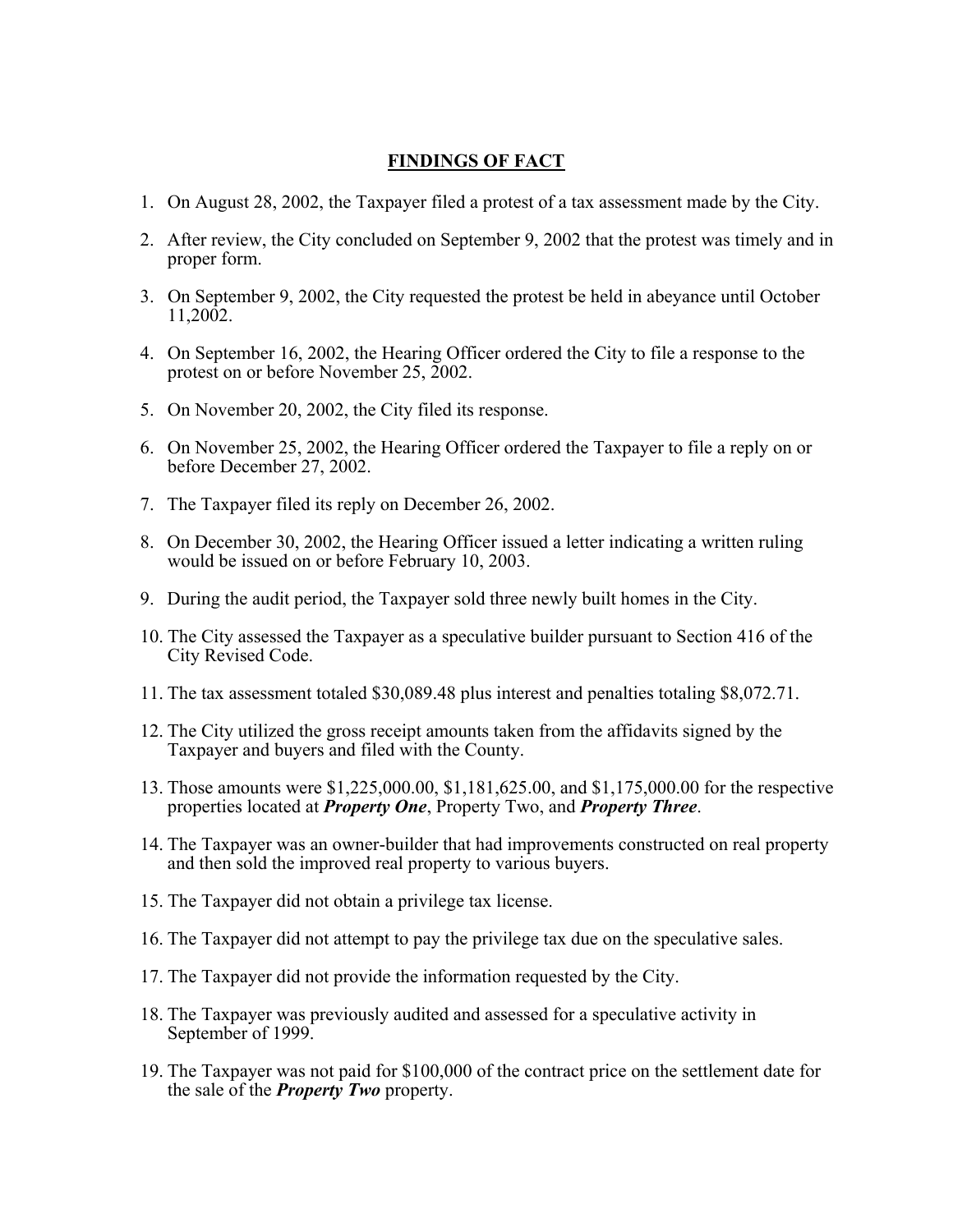## FINDINGS OF FACT

1. On August 28, 2002, the Taxpayer filed a protest of a tax assessment made by the City.
2. After review, the City concluded on September 9, 2002 that the protest was timely and in proper form.
3. On September 9, 2002, the City requested the protest be held in abeyance until October 11,2002.
4. On September 16, 2002, the Hearing Officer ordered the City to file a response to the protest on or before November 25, 2002.
5. On November 20, 2002, the City filed its response.
6. On November 25, 2002, the Hearing Officer ordered the Taxpayer to file a reply on or before December 27, 2002.
7. The Taxpayer filed its reply on December 26, 2002.
8. On December 30, 2002, the Hearing Officer issued a letter indicating a written ruling would be issued on or before February 10, 2003.
9. During the audit period, the Taxpayer sold three newly built homes in the City.
10. The City assessed the Taxpayer as a speculative builder pursuant to Section 416 of the City Revised Code.
11. The tax assessment totaled $30,089.48 plus interest and penalties totaling $8,072.71.
12. The City utilized the gross receipt amounts taken from the affidavits signed by the Taxpayer and buyers and filed with the County.
13. Those amounts were $1,225,000.00, $1,181,625.00, and $1,175,000.00 for the respective properties located at ***Property One***, Property Two, and ***Property Three***.
14. The Taxpayer was an owner-builder that had improvements constructed on real property and then sold the improved real property to various buyers.
15. The Taxpayer did not obtain a privilege tax license.
16. The Taxpayer did not attempt to pay the privilege tax due on the speculative sales.
17. The Taxpayer did not provide the information requested by the City.
18. The Taxpayer was previously audited and assessed for a speculative activity in September of 1999.
19. The Taxpayer was not paid for $100,000 of the contract price on the settlement date for the sale of the ***Property Two*** property.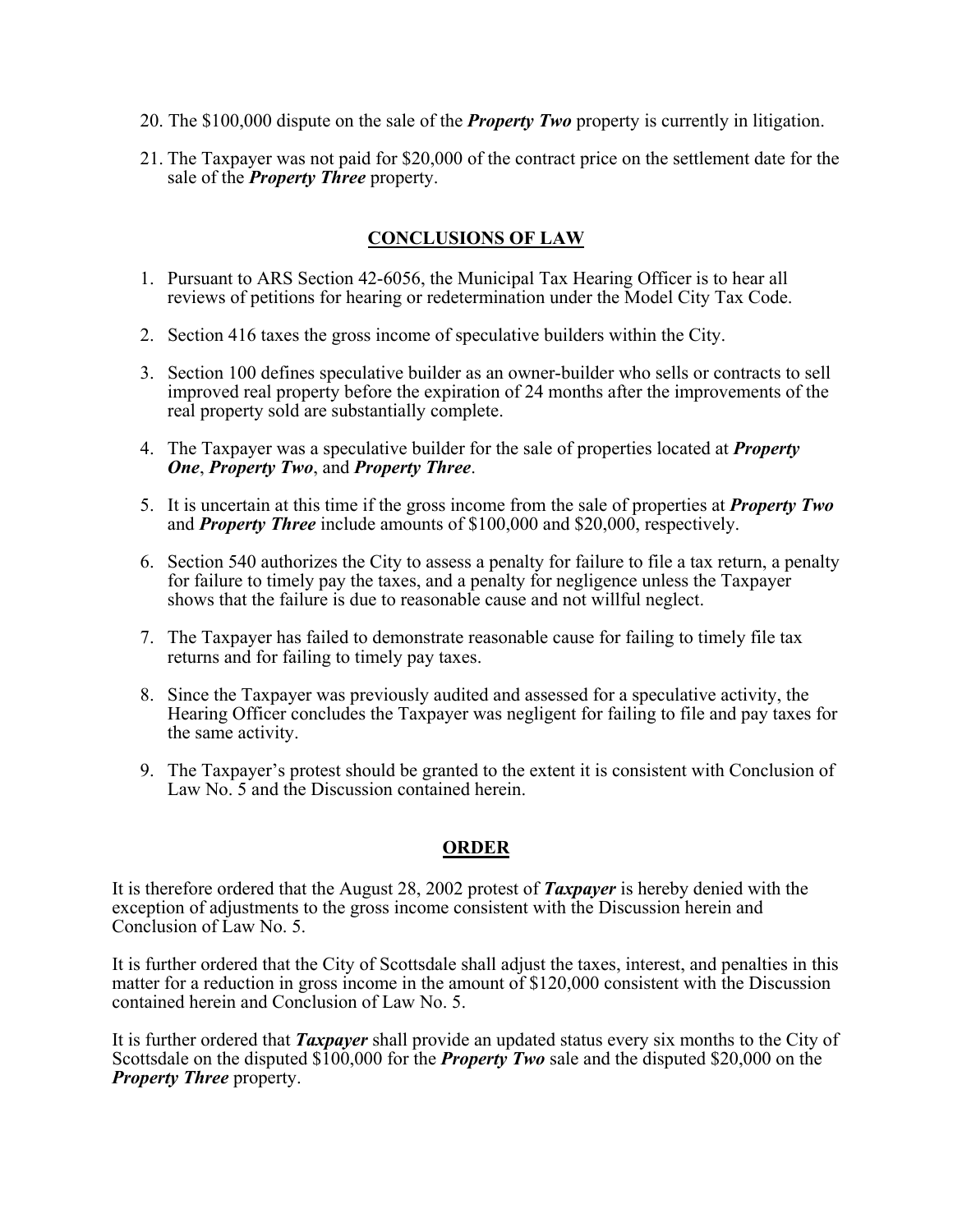20. The $100,000 dispute on the sale of the ***Property Two*** property is currently in litigation.

21. The Taxpayer was not paid for $20,000 of the contract price on the settlement date for the sale of the ***Property Three*** property.

## CONCLUSIONS OF LAW

1. Pursuant to ARS Section 42-6056, the Municipal Tax Hearing Officer is to hear all reviews of petitions for hearing or redetermination under the Model City Tax Code.

2. Section 416 taxes the gross income of speculative builders within the City.

3. Section 100 defines speculative builder as an owner-builder who sells or contracts to sell improved real property before the expiration of 24 months after the improvements of the real property sold are substantially complete.

4. The Taxpayer was a speculative builder for the sale of properties located at ***Property One***, ***Property Two***, and ***Property Three***.

5. It is uncertain at this time if the gross income from the sale of properties at ***Property Two*** and ***Property Three*** include amounts of $100,000 and $20,000, respectively.

6. Section 540 authorizes the City to assess a penalty for failure to file a tax return, a penalty for failure to timely pay the taxes, and a penalty for negligence unless the Taxpayer shows that the failure is due to reasonable cause and not willful neglect.

7. The Taxpayer has failed to demonstrate reasonable cause for failing to timely file tax returns and for failing to timely pay taxes.

8. Since the Taxpayer was previously audited and assessed for a speculative activity, the Hearing Officer concludes the Taxpayer was negligent for failing to file and pay taxes for the same activity.

9. The Taxpayer's protest should be granted to the extent it is consistent with Conclusion of Law No. 5 and the Discussion contained herein.

## ORDER

It is therefore ordered that the August 28, 2002 protest of ***Taxpayer*** is hereby denied with the exception of adjustments to the gross income consistent with the Discussion herein and Conclusion of Law No. 5.

It is further ordered that the City of Scottsdale shall adjust the taxes, interest, and penalties in this matter for a reduction in gross income in the amount of $120,000 consistent with the Discussion contained herein and Conclusion of Law No. 5.

It is further ordered that ***Taxpayer*** shall provide an updated status every six months to the City of Scottsdale on the disputed $100,000 for the ***Property Two*** sale and the disputed $20,000 on the ***Property Three*** property.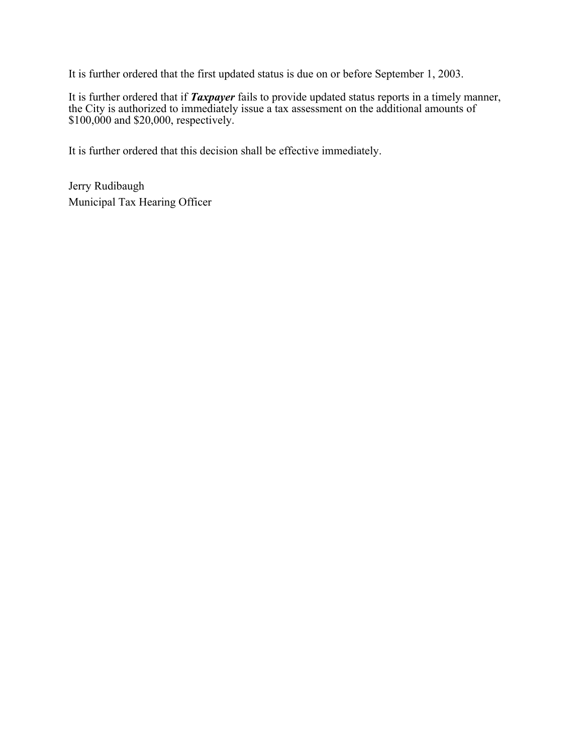It is further ordered that the first updated status is due on or before September 1, 2003.

It is further ordered that if ***Taxpayer*** fails to provide updated status reports in a timely manner, the City is authorized to immediately issue a tax assessment on the additional amounts of $100,000 and $20,000, respectively.

It is further ordered that this decision shall be effective immediately.

Jerry Rudibaugh
Municipal Tax Hearing Officer